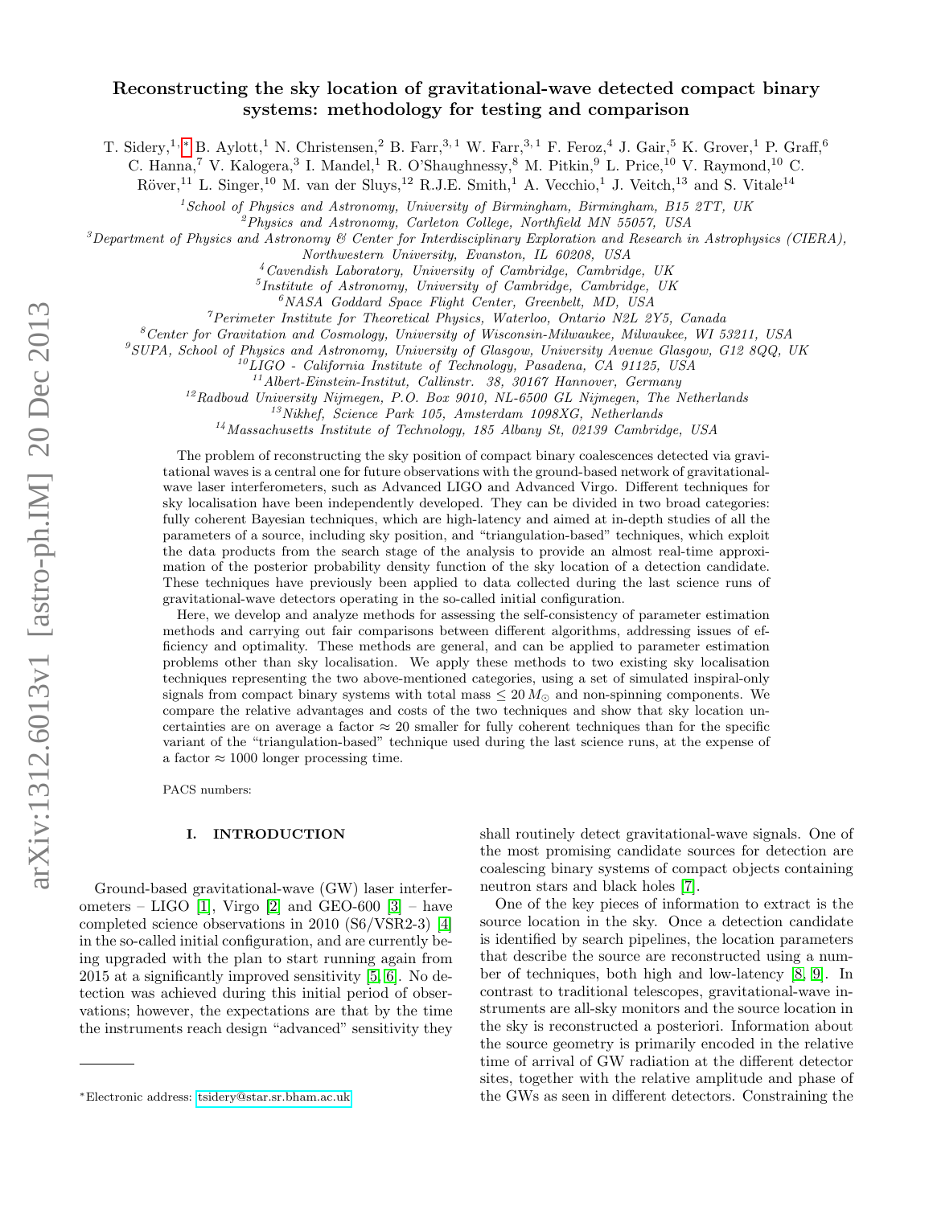# Reconstructing the sky location of gravitational-wave detected compact binary systems: methodology for testing and comparison

T. Sidery,[1,*] B. Aylott,[1] N. Christensen,[2] B. Farr,[3,1] W. Farr,[3,1] F. Feroz,[4] J. Gair,[5] K. Grover,[1] P. Graff,[6] C. Hanna,[7] V. Kalogera,[3] I. Mandel,[1] R. O'Shaughnessy,[8] M. Pitkin,[9] L. Price,[10] V. Raymond,[10] C. Röver,[11] L. Singer,[10] M. van der Sluys,[12] R.J.E. Smith,[1] A. Vecchio,[1] J. Veitch,[13] and S. Vitale[14]

[1]*School of Physics and Astronomy, University of Birmingham, Birmingham, B15 2TT, UK*
[2]*Physics and Astronomy, Carleton College, Northfield MN 55057, USA*
[3]*Department of Physics and Astronomy & Center for Interdisciplinary Exploration and Research in Astrophysics (CIERA), Northwestern University, Evanston, IL 60208, USA*
[4]*Cavendish Laboratory, University of Cambridge, Cambridge, UK*
[5]*Institute of Astronomy, University of Cambridge, Cambridge, UK*
[6]*NASA Goddard Space Flight Center, Greenbelt, MD, USA*
[7]*Perimeter Institute for Theoretical Physics, Waterloo, Ontario N2L 2Y5, Canada*
[8]*Center for Gravitation and Cosmology, University of Wisconsin-Milwaukee, Milwaukee, WI 53211, USA*
[9]*SUPA, School of Physics and Astronomy, University of Glasgow, University Avenue Glasgow, G12 8QQ, UK*
[10]*LIGO - California Institute of Technology, Pasadena, CA 91125, USA*
[11]*Albert-Einstein-Institut, Callinstr. 38, 30167 Hannover, Germany*
[12]*Radboud University Nijmegen, P.O. Box 9010, NL-6500 GL Nijmegen, The Netherlands*
[13]*Nikhef, Science Park 105, Amsterdam 1098XG, Netherlands*
[14]*Massachusetts Institute of Technology, 185 Albany St, 02139 Cambridge, USA*

The problem of reconstructing the sky position of compact binary coalescences detected via gravitational waves is a central one for future observations with the ground-based network of gravitational-wave laser interferometers, such as Advanced LIGO and Advanced Virgo. Different techniques for sky localisation have been independently developed. They can be divided in two broad categories: fully coherent Bayesian techniques, which are high-latency and aimed at in-depth studies of all the parameters of a source, including sky position, and "triangulation-based" techniques, which exploit the data products from the search stage of the analysis to provide an almost real-time approximation of the posterior probability density function of the sky location of a detection candidate. These techniques have previously been applied to data collected during the last science runs of gravitational-wave detectors operating in the so-called initial configuration.

Here, we develop and analyze methods for assessing the self-consistency of parameter estimation methods and carrying out fair comparisons between different algorithms, addressing issues of efficiency and optimality. These methods are general, and can be applied to parameter estimation problems other than sky localisation. We apply these methods to two existing sky localisation techniques representing the two above-mentioned categories, using a set of simulated inspiral-only signals from compact binary systems with total mass $\leq 20\,M_\odot$ and non-spinning components. We compare the relative advantages and costs of the two techniques and show that sky location uncertainties are on average a factor $\approx 20$ smaller for fully coherent techniques than for the specific variant of the "triangulation-based" technique used during the last science runs, at the expense of a factor $\approx 1000$ longer processing time.

PACS numbers:

## I. INTRODUCTION

Ground-based gravitational-wave (GW) laser interferometers – LIGO [1], Virgo [2] and GEO-600 [3] – have completed science observations in 2010 (S6/VSR2-3) [4] in the so-called initial configuration, and are currently being upgraded with the plan to start running again from 2015 at a significantly improved sensitivity [5, 6]. No detection was achieved during this initial period of observations; however, the expectations are that by the time the instruments reach design "advanced" sensitivity they shall routinely detect gravitational-wave signals. One of the most promising candidate sources for detection are coalescing binary systems of compact objects containing neutron stars and black holes [7].

One of the key pieces of information to extract is the source location in the sky. Once a detection candidate is identified by search pipelines, the location parameters that describe the source are reconstructed using a number of techniques, both high and low-latency [8, 9]. In contrast to traditional telescopes, gravitational-wave instruments are all-sky monitors and the source location in the sky is reconstructed a posteriori. Information about the source geometry is primarily encoded in the relative time of arrival of GW radiation at the different detector sites, together with the relative amplitude and phase of the GWs as seen in different detectors. Constraining the

*Electronic address: tsidery@star.sr.bham.ac.uk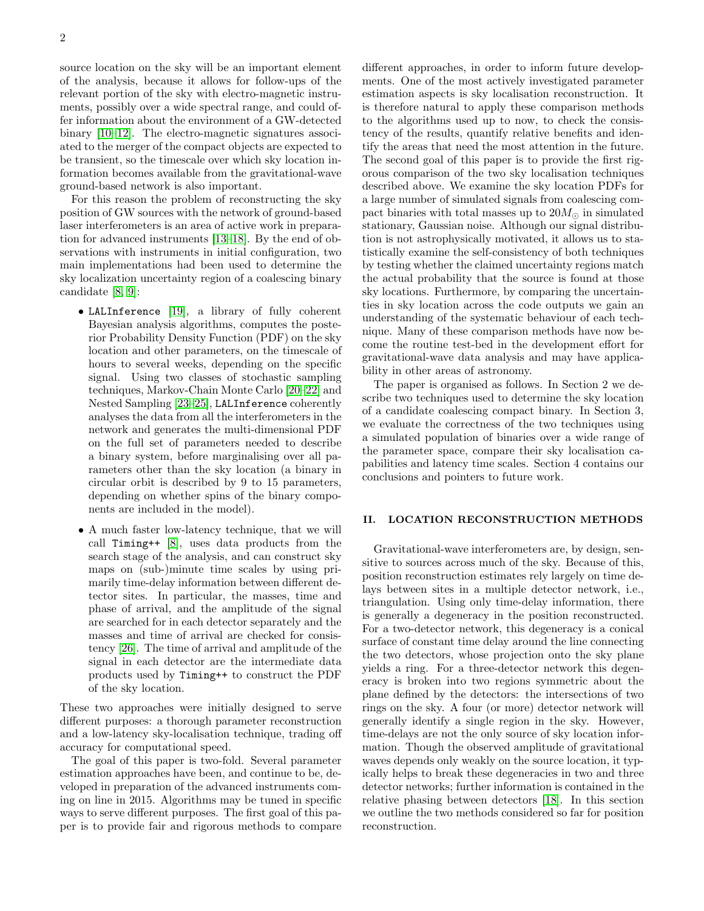source location on the sky will be an important element of the analysis, because it allows for follow-ups of the relevant portion of the sky with electro-magnetic instruments, possibly over a wide spectral range, and could offer information about the environment of a GW-detected binary [10–12]. The electro-magnetic signatures associated to the merger of the compact objects are expected to be transient, so the timescale over which sky location information becomes available from the gravitational-wave ground-based network is also important.

For this reason the problem of reconstructing the sky position of GW sources with the network of ground-based laser interferometers is an area of active work in preparation for advanced instruments [13–18]. By the end of observations with instruments in initial configuration, two main implementations had been used to determine the sky localization uncertainty region of a coalescing binary candidate [8, 9]:

- `LALInference` [19], a library of fully coherent Bayesian analysis algorithms, computes the posterior Probability Density Function (PDF) on the sky location and other parameters, on the timescale of hours to several weeks, depending on the specific signal. Using two classes of stochastic sampling techniques, Markov-Chain Monte Carlo [20–22] and Nested Sampling [23–25], `LALInference` coherently analyses the data from all the interferometers in the network and generates the multi-dimensional PDF on the full set of parameters needed to describe a binary system, before marginalising over all parameters other than the sky location (a binary in circular orbit is described by 9 to 15 parameters, depending on whether spins of the binary components are included in the model).
- A much faster low-latency technique, that we will call `Timing++` [8], uses data products from the search stage of the analysis, and can construct sky maps on (sub-)minute time scales by using primarily time-delay information between different detector sites. In particular, the masses, time and phase of arrival, and the amplitude of the signal are searched for in each detector separately and the masses and time of arrival are checked for consistency [26]. The time of arrival and amplitude of the signal in each detector are the intermediate data products used by `Timing++` to construct the PDF of the sky location.

These two approaches were initially designed to serve different purposes: a thorough parameter reconstruction and a low-latency sky-localisation technique, trading off accuracy for computational speed.

The goal of this paper is two-fold. Several parameter estimation approaches have been, and continue to be, developed in preparation of the advanced instruments coming on line in 2015. Algorithms may be tuned in specific ways to serve different purposes. The first goal of this paper is to provide fair and rigorous methods to compare different approaches, in order to inform future developments. One of the most actively investigated parameter estimation aspects is sky localisation reconstruction. It is therefore natural to apply these comparison methods to the algorithms used up to now, to check the consistency of the results, quantify relative benefits and identify the areas that need the most attention in the future. The second goal of this paper is to provide the first rigorous comparison of the two sky localisation techniques described above. We examine the sky location PDFs for a large number of simulated signals from coalescing compact binaries with total masses up to $20M_{\odot}$ in simulated stationary, Gaussian noise. Although our signal distribution is not astrophysically motivated, it allows us to statistically examine the self-consistency of both techniques by testing whether the claimed uncertainty regions match the actual probability that the source is found at those sky locations. Furthermore, by comparing the uncertainties in sky location across the code outputs we gain an understanding of the systematic behaviour of each technique. Many of these comparison methods have now become the routine test-bed in the development effort for gravitational-wave data analysis and may have applicability in other areas of astronomy.

The paper is organised as follows. In Section 2 we describe two techniques used to determine the sky location of a candidate coalescing compact binary. In Section 3, we evaluate the correctness of the two techniques using a simulated population of binaries over a wide range of the parameter space, compare their sky localisation capabilities and latency time scales. Section 4 contains our conclusions and pointers to future work.

## II. LOCATION RECONSTRUCTION METHODS

Gravitational-wave interferometers are, by design, sensitive to sources across much of the sky. Because of this, position reconstruction estimates rely largely on time delays between sites in a multiple detector network, i.e., triangulation. Using only time-delay information, there is generally a degeneracy in the position reconstructed. For a two-detector network, this degeneracy is a conical surface of constant time delay around the line connecting the two detectors, whose projection onto the sky plane yields a ring. For a three-detector network this degeneracy is broken into two regions symmetric about the plane defined by the detectors: the intersections of two rings on the sky. A four (or more) detector network will generally identify a single region in the sky. However, time-delays are not the only source of sky location information. Though the observed amplitude of gravitational waves depends only weakly on the source location, it typically helps to break these degeneracies in two and three detector networks; further information is contained in the relative phasing between detectors [18]. In this section we outline the two methods considered so far for position reconstruction.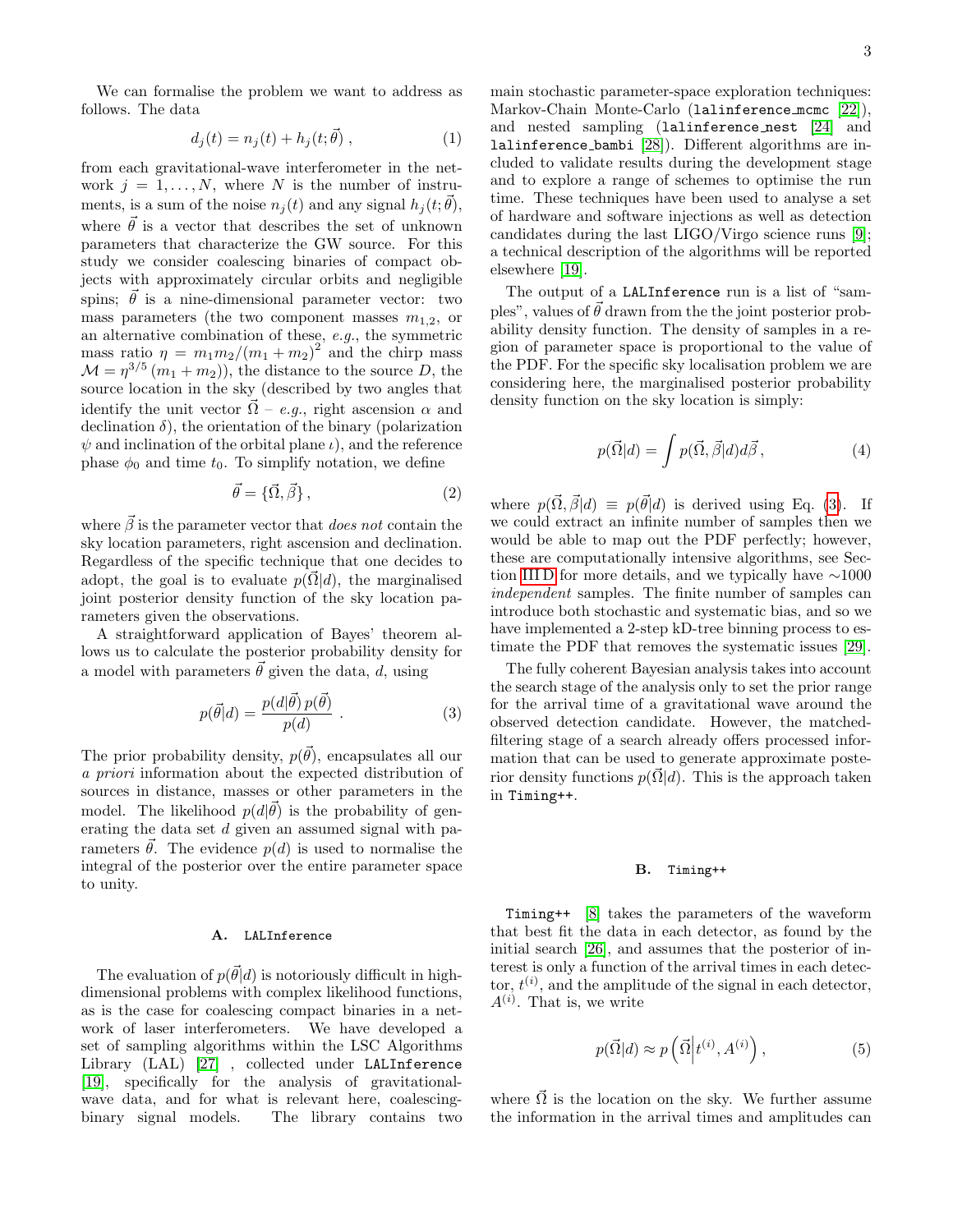We can formalise the problem we want to address as follows. The data

$$d_j(t) = n_j(t) + h_j(t;\vec{\theta})\,, \tag{1}$$

from each gravitational-wave interferometer in the network $j = 1, \ldots, N$, where $N$ is the number of instruments, is a sum of the noise $n_j(t)$ and any signal $h_j(t;\vec{\theta})$, where $\vec{\theta}$ is a vector that describes the set of unknown parameters that characterize the GW source. For this study we consider coalescing binaries of compact objects with approximately circular orbits and negligible spins; $\vec{\theta}$ is a nine-dimensional parameter vector: two mass parameters (the two component masses $m_{1,2}$, or an alternative combination of these, *e.g.*, the symmetric mass ratio $\eta = m_1 m_2/(m_1+m_2)^2$ and the chirp mass $\mathcal{M} = \eta^{3/5}\,(m_1+m_2)$), the distance to the source $D$, the source location in the sky (described by two angles that identify the unit vector $\vec{\Omega}$ – *e.g.*, right ascension $\alpha$ and declination $\delta$), the orientation of the binary (polarization $\psi$ and inclination of the orbital plane $\iota$), and the reference phase $\phi_0$ and time $t_0$. To simplify notation, we define

$$\vec{\theta} = \{\vec{\Omega}, \vec{\beta}\}\,, \tag{2}$$

where $\vec{\beta}$ is the parameter vector that *does not* contain the sky location parameters, right ascension and declination. Regardless of the specific technique that one decides to adopt, the goal is to evaluate $p(\vec{\Omega}|d)$, the marginalised joint posterior density function of the sky location parameters given the observations.

A straightforward application of Bayes' theorem allows us to calculate the posterior probability density for a model with parameters $\vec{\theta}$ given the data, $d$, using

$$p(\vec{\theta}|d) = \frac{p(d|\vec{\theta})\,p(\vec{\theta})}{p(d)}\,. \tag{3}$$

The prior probability density, $p(\vec{\theta})$, encapsulates all our *a priori* information about the expected distribution of sources in distance, masses or other parameters in the model. The likelihood $p(d|\vec{\theta})$ is the probability of generating the data set $d$ given an assumed signal with parameters $\vec{\theta}$. The evidence $p(d)$ is used to normalise the integral of the posterior over the entire parameter space to unity.

### A. LALInference

The evaluation of $p(\vec{\theta}|d)$ is notoriously difficult in high-dimensional problems with complex likelihood functions, as is the case for coalescing compact binaries in a network of laser interferometers. We have developed a set of sampling algorithms within the LSC Algorithms Library (LAL) [27] , collected under LALInference [19], specifically for the analysis of gravitational-wave data, and for what is relevant here, coalescing-binary signal models. The library contains two main stochastic parameter-space exploration techniques: Markov-Chain Monte-Carlo (lalinference_mcmc [22]), and nested sampling (lalinference_nest [24] and lalinference_bambi [28]). Different algorithms are included to validate results during the development stage and to explore a range of schemes to optimise the run time. These techniques have been used to analyse a set of hardware and software injections as well as detection candidates during the last LIGO/Virgo science runs [9]; a technical description of the algorithms will be reported elsewhere [19].

The output of a LALInference run is a list of "samples", values of $\vec{\theta}$ drawn from the the joint posterior probability density function. The density of samples in a region of parameter space is proportional to the value of the PDF. For the specific sky localisation problem we are considering here, the marginalised posterior probability density function on the sky location is simply:

$$p(\vec{\Omega}|d) = \int p(\vec{\Omega}, \vec{\beta}|d)\,d\vec{\beta}\,, \tag{4}$$

where $p(\vec{\Omega}, \vec{\beta}|d) \equiv p(\vec{\theta}|d)$ is derived using Eq. (3). If we could extract an infinite number of samples then we would be able to map out the PDF perfectly; however, these are computationally intensive algorithms, see Section III D for more details, and we typically have $\sim$1000 *independent* samples. The finite number of samples can introduce both stochastic and systematic bias, and so we have implemented a 2-step kD-tree binning process to estimate the PDF that removes the systematic issues [29].

The fully coherent Bayesian analysis takes into account the search stage of the analysis only to set the prior range for the arrival time of a gravitational wave around the observed detection candidate. However, the matched-filtering stage of a search already offers processed information that can be used to generate approximate posterior density functions $p(\vec{\Omega}|d)$. This is the approach taken in Timing++.

### B. Timing++

Timing++ [8] takes the parameters of the waveform that best fit the data in each detector, as found by the initial search [26], and assumes that the posterior of interest is only a function of the arrival times in each detector, $t^{(i)}$, and the amplitude of the signal in each detector, $A^{(i)}$. That is, we write

$$p(\vec{\Omega}|d) \approx p\left(\vec{\Omega}\middle|t^{(i)}, A^{(i)}\right)\,, \tag{5}$$

where $\vec{\Omega}$ is the location on the sky. We further assume the information in the arrival times and amplitudes can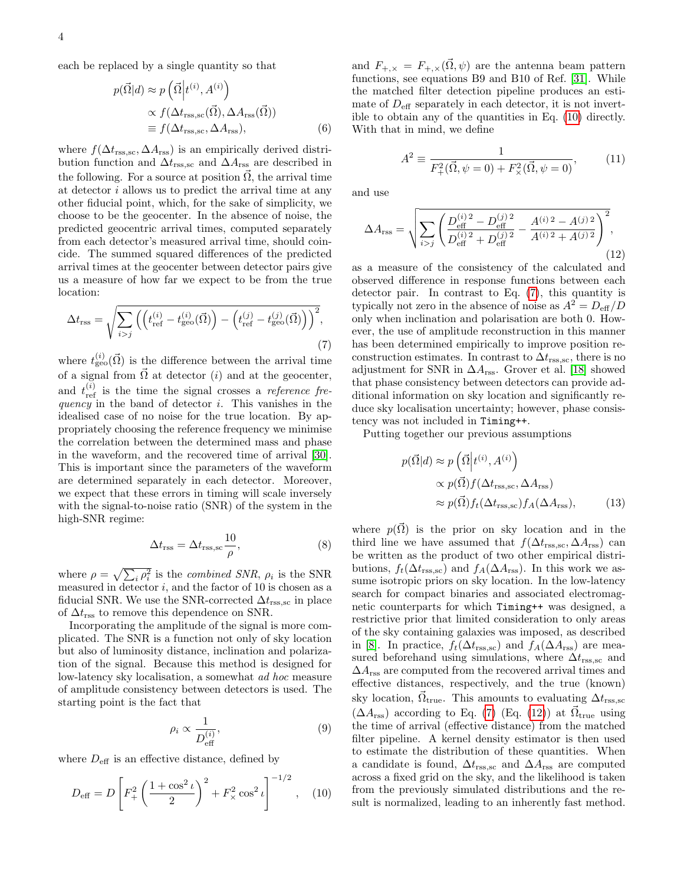each be replaced by a single quantity so that

$$
\begin{aligned}
p(\vec{\Omega}|d) &\approx p\left(\vec{\Omega}\middle| t^{(i)}, A^{(i)}\right) \\
&\propto f(\Delta t_{\rm rss,sc}(\vec{\Omega}), \Delta A_{\rm rss}(\vec{\Omega})) \\
&\equiv f(\Delta t_{\rm rss,sc}, \Delta A_{\rm rss}),
\end{aligned} \tag{6}
$$

where $f(\Delta t_{\rm rss,sc}, \Delta A_{\rm rss})$ is an empirically derived distribution function and $\Delta t_{\rm rss,sc}$ and $\Delta A_{\rm rss}$ are described in the following. For a source at position $\vec{\Omega}$, the arrival time at detector $i$ allows us to predict the arrival time at any other fiducial point, which, for the sake of simplicity, we choose to be the geocenter. In the absence of noise, the predicted geocentric arrival times, computed separately from each detector's measured arrival time, should coincide. The summed squared differences of the predicted arrival times at the geocenter between detector pairs give us a measure of how far we expect to be from the true location:

$$
\Delta t_{\rm rss} = \sqrt{\sum_{i>j}\left(\left(t^{(i)}_{\rm ref} - t^{(i)}_{\rm geo}(\vec{\Omega})\right) - \left(t^{(j)}_{\rm ref} - t^{(j)}_{\rm geo}(\vec{\Omega})\right)\right)^2}, \tag{7}
$$

where $t^{(i)}_{\rm geo}(\vec{\Omega})$ is the difference between the arrival time of a signal from $\vec{\Omega}$ at detector $(i)$ and at the geocenter, and $t^{(i)}_{\rm ref}$ is the time the signal crosses a *reference frequency* in the band of detector $i$. This vanishes in the idealised case of no noise for the true location. By appropriately choosing the reference frequency we minimise the correlation between the determined mass and phase in the waveform, and the recovered time of arrival [30]. This is important since the parameters of the waveform are determined separately in each detector. Moreover, we expect that these errors in timing will scale inversely with the signal-to-noise ratio (SNR) of the system in the high-SNR regime:

$$
\Delta t_{\rm rss} = \Delta t_{\rm rss,sc}\frac{10}{\rho}, \tag{8}
$$

where $\rho = \sqrt{\sum_i \rho_i^2}$ is the *combined SNR*, $\rho_i$ is the SNR measured in detector $i$, and the factor of 10 is chosen as a fiducial SNR. We use the SNR-corrected $\Delta t_{\rm rss,sc}$ in place of $\Delta t_{\rm rss}$ to remove this dependence on SNR.

Incorporating the amplitude of the signal is more complicated. The SNR is a function not only of sky location but also of luminosity distance, inclination and polarization of the signal. Because this method is designed for low-latency sky localisation, a somewhat *ad hoc* measure of amplitude consistency between detectors is used. The starting point is the fact that

$$
\rho_i \propto \frac{1}{D^{(i)}_{\rm eff}}, \tag{9}
$$

where $D_{\rm eff}$ is an effective distance, defined by

$$
D_{\rm eff} = D\left[F_+^2\left(\frac{1+\cos^2\iota}{2}\right)^2 + F_\times^2\cos^2\iota\right]^{-1/2}, \tag{10}
$$

and $F_{+,\times} = F_{+,\times}(\vec{\Omega}, \psi)$ are the antenna beam pattern functions, see equations B9 and B10 of Ref. [31]. While the matched filter detection pipeline produces an estimate of $D_{\rm eff}$ separately in each detector, it is not invertible to obtain any of the quantities in Eq. (10) directly. With that in mind, we define

$$
A^2 \equiv \frac{1}{F_+^2(\vec{\Omega}, \psi=0) + F_\times^2(\vec{\Omega}, \psi=0)}, \tag{11}
$$

and use

$$
\Delta A_{\rm rss} = \sqrt{\sum_{i>j}\left(\frac{D^{(i)\,2}_{\rm eff} - D^{(j)\,2}_{\rm eff}}{D^{(i)\,2}_{\rm eff} + D^{(j)\,2}_{\rm eff}} - \frac{A^{(i)\,2} - A^{(j)\,2}}{A^{(i)\,2} + A^{(j)\,2}}\right)^2}, \tag{12}
$$

as a measure of the consistency of the calculated and observed difference in response functions between each detector pair. In contrast to Eq. (7), this quantity is typically not zero in the absence of noise as $A^2 = D_{\rm eff}/D$ only when inclination and polarisation are both 0. However, the use of amplitude reconstruction in this manner has been determined empirically to improve position reconstruction estimates. In contrast to $\Delta t_{\rm rss,sc}$, there is no adjustment for SNR in $\Delta A_{\rm rss}$. Grover et al. [18] showed that phase consistency between detectors can provide additional information on sky location and significantly reduce sky localisation uncertainty; however, phase consistency was not included in `Timing++`.

Putting together our previous assumptions

$$
\begin{aligned}
p(\vec{\Omega}|d) &\approx p\left(\vec{\Omega}\middle| t^{(i)}, A^{(i)}\right) \\
&\propto p(\vec{\Omega}) f(\Delta t_{\rm rss,sc}, \Delta A_{\rm rss}) \\
&\approx p(\vec{\Omega}) f_t(\Delta t_{\rm rss,sc}) f_A(\Delta A_{\rm rss}),
\end{aligned} \tag{13}
$$

where $p(\vec{\Omega})$ is the prior on sky location and in the third line we have assumed that $f(\Delta t_{\rm rss,sc}, \Delta A_{\rm rss})$ can be written as the product of two other empirical distributions, $f_t(\Delta t_{\rm rss,sc})$ and $f_A(\Delta A_{\rm rss})$. In this work we assume isotropic priors on sky location. In the low-latency search for compact binaries and associated electromagnetic counterparts for which `Timing++` was designed, a restrictive prior that limited consideration to only areas of the sky containing galaxies was imposed, as described in [8]. In practice, $f_t(\Delta t_{\rm rss,sc})$ and $f_A(\Delta A_{\rm rss})$ are measured beforehand using simulations, where $\Delta t_{\rm rss,sc}$ and $\Delta A_{\rm rss}$ are computed from the recovered arrival times and effective distances, respectively, and the true (known) sky location, $\vec{\Omega}_{\rm true}$. This amounts to evaluating $\Delta t_{\rm rss,sc}$ ($\Delta A_{\rm rss}$) according to Eq. (7) (Eq. (12)) at $\vec{\Omega}_{\rm true}$ using the time of arrival (effective distance) from the matched filter pipeline. A kernel density estimator is then used to estimate the distribution of these quantities. When a candidate is found, $\Delta t_{\rm rss,sc}$ and $\Delta A_{\rm rss}$ are computed across a fixed grid on the sky, and the likelihood is taken from the previously simulated distributions and the result is normalized, leading to an inherently fast method.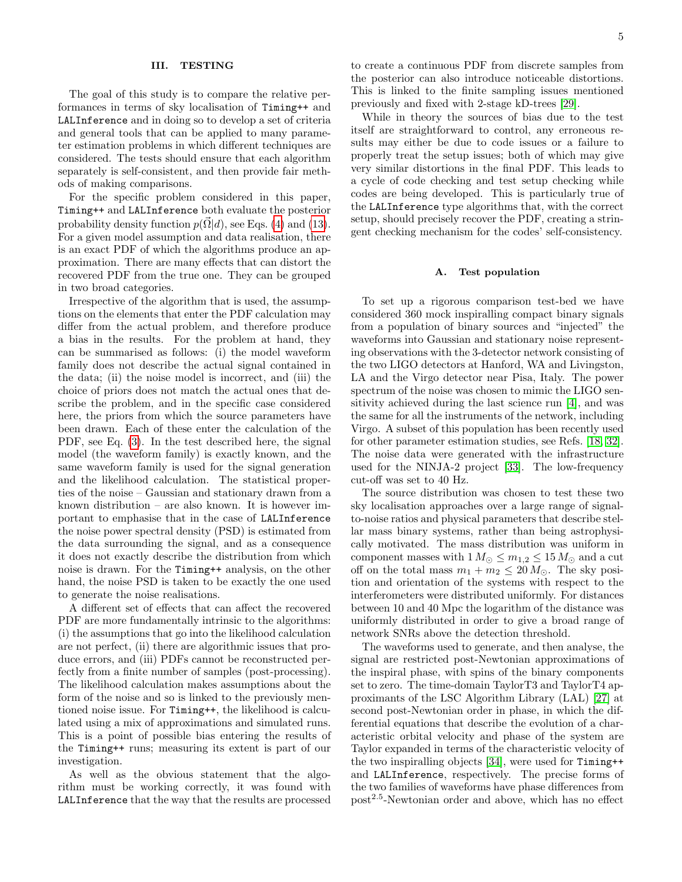## III. TESTING

The goal of this study is to compare the relative performances in terms of sky localisation of Timing++ and LALInference and in doing so to develop a set of criteria and general tools that can be applied to many parameter estimation problems in which different techniques are considered. The tests should ensure that each algorithm separately is self-consistent, and then provide fair methods of making comparisons.

For the specific problem considered in this paper, Timing++ and LALInference both evaluate the posterior probability density function $p(\vec{\Omega}|d)$, see Eqs. (4) and (13). For a given model assumption and data realisation, there is an exact PDF of which the algorithms produce an approximation. There are many effects that can distort the recovered PDF from the true one. They can be grouped in two broad categories.

Irrespective of the algorithm that is used, the assumptions on the elements that enter the PDF calculation may differ from the actual problem, and therefore produce a bias in the results. For the problem at hand, they can be summarised as follows: (i) the model waveform family does not describe the actual signal contained in the data; (ii) the noise model is incorrect, and (iii) the choice of priors does not match the actual ones that describe the problem, and in the specific case considered here, the priors from which the source parameters have been drawn. Each of these enter the calculation of the PDF, see Eq. (3). In the test described here, the signal model (the waveform family) is exactly known, and the same waveform family is used for the signal generation and the likelihood calculation. The statistical properties of the noise – Gaussian and stationary drawn from a known distribution – are also known. It is however important to emphasise that in the case of LALInference the noise power spectral density (PSD) is estimated from the data surrounding the signal, and as a consequence it does not exactly describe the distribution from which noise is drawn. For the Timing++ analysis, on the other hand, the noise PSD is taken to be exactly the one used to generate the noise realisations.

A different set of effects that can affect the recovered PDF are more fundamentally intrinsic to the algorithms: (i) the assumptions that go into the likelihood calculation are not perfect, (ii) there are algorithmic issues that produce errors, and (iii) PDFs cannot be reconstructed perfectly from a finite number of samples (post-processing). The likelihood calculation makes assumptions about the form of the noise and so is linked to the previously mentioned noise issue. For Timing++, the likelihood is calculated using a mix of approximations and simulated runs. This is a point of possible bias entering the results of the Timing++ runs; measuring its extent is part of our investigation.

As well as the obvious statement that the algorithm must be working correctly, it was found with LALInference that the way that the results are processed to create a continuous PDF from discrete samples from the posterior can also introduce noticeable distortions. This is linked to the finite sampling issues mentioned previously and fixed with 2-stage kD-trees [29].

While in theory the sources of bias due to the test itself are straightforward to control, any erroneous results may either be due to code issues or a failure to properly treat the setup issues; both of which may give very similar distortions in the final PDF. This leads to a cycle of code checking and test setup checking while codes are being developed. This is particularly true of the LALInference type algorithms that, with the correct setup, should precisely recover the PDF, creating a stringent checking mechanism for the codes' self-consistency.

### A. Test population

To set up a rigorous comparison test-bed we have considered 360 mock inspiralling compact binary signals from a population of binary sources and "injected" the waveforms into Gaussian and stationary noise representing observations with the 3-detector network consisting of the two LIGO detectors at Hanford, WA and Livingston, LA and the Virgo detector near Pisa, Italy. The power spectrum of the noise was chosen to mimic the LIGO sensitivity achieved during the last science run [4], and was the same for all the instruments of the network, including Virgo. A subset of this population has been recently used for other parameter estimation studies, see Refs. [18, 32]. The noise data were generated with the infrastructure used for the NINJA-2 project [33]. The low-frequency cut-off was set to 40 Hz.

The source distribution was chosen to test these two sky localisation approaches over a large range of signal-to-noise ratios and physical parameters that describe stellar mass binary systems, rather than being astrophysically motivated. The mass distribution was uniform in component masses with $1\,M_\odot \leq m_{1,2} \leq 15\,M_\odot$ and a cut off on the total mass $m_1 + m_2 \leq 20\,M_\odot$. The sky position and orientation of the systems with respect to the interferometers were distributed uniformly. For distances between 10 and 40 Mpc the logarithm of the distance was uniformly distributed in order to give a broad range of network SNRs above the detection threshold.

The waveforms used to generate, and then analyse, the signal are restricted post-Newtonian approximations of the inspiral phase, with spins of the binary components set to zero. The time-domain TaylorT3 and TaylorT4 approximants of the LSC Algorithm Library (LAL) [27] at second post-Newtonian order in phase, in which the differential equations that describe the evolution of a characteristic orbital velocity and phase of the system are Taylor expanded in terms of the characteristic velocity of the two inspiralling objects [34], were used for Timing++ and LALInference, respectively. The precise forms of the two families of waveforms have phase differences from post$^{2.5}$-Newtonian order and above, which has no effect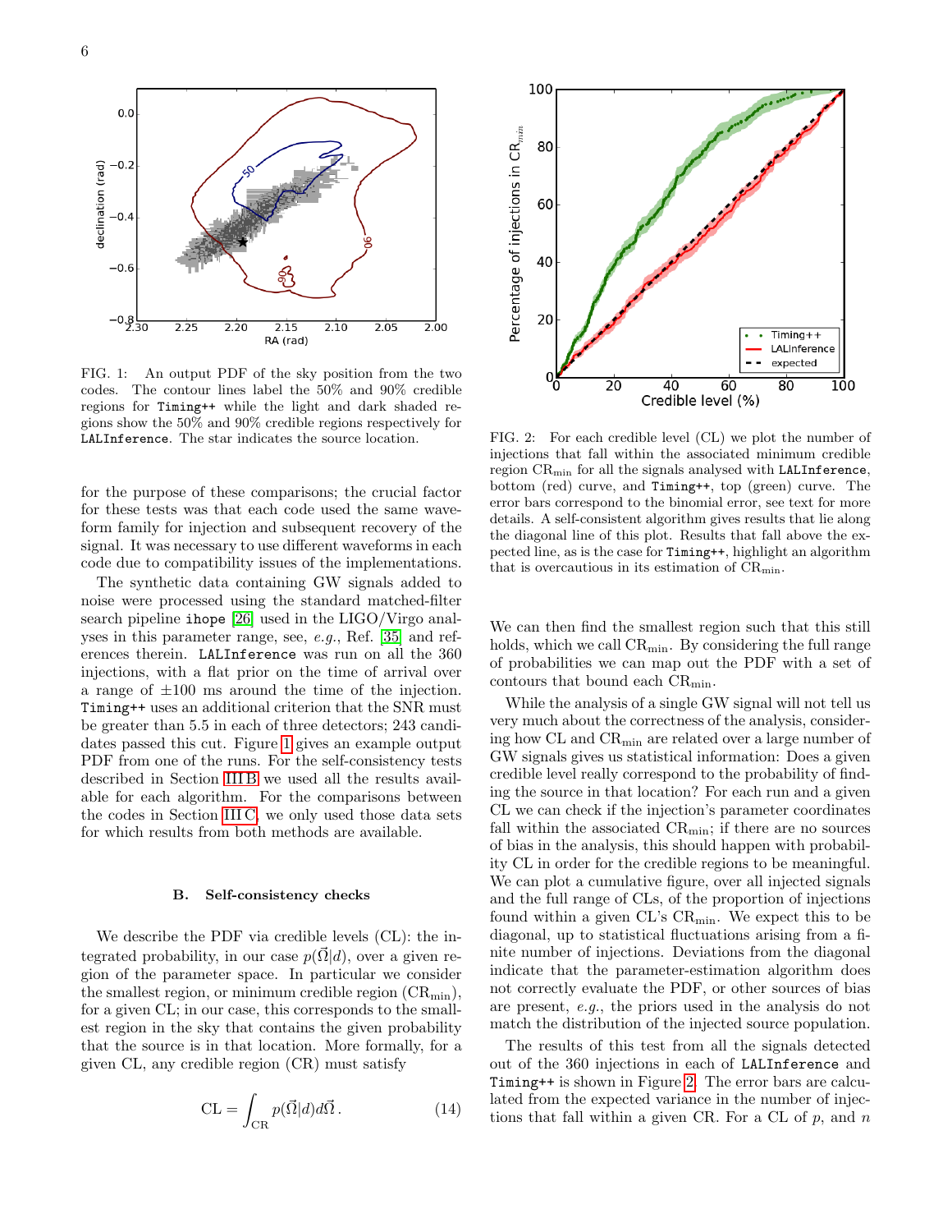FIG. 1: An output PDF of the sky position from the two codes. The contour lines label the 50% and 90% credible regions for `Timing++` while the light and dark shaded regions show the 50% and 90% credible regions respectively for `LALInference`. The star indicates the source location.

for the purpose of these comparisons; the crucial factor for these tests was that each code used the same waveform family for injection and subsequent recovery of the signal. It was necessary to use different waveforms in each code due to compatibility issues of the implementations.

The synthetic data containing GW signals added to noise were processed using the standard matched-filter search pipeline `ihope` [26] used in the LIGO/Virgo analyses in this parameter range, see, *e.g.*, Ref. [35] and references therein. `LALInference` was run on all the 360 injections, with a flat prior on the time of arrival over a range of ±100 ms around the time of the injection. `Timing++` uses an additional criterion that the SNR must be greater than 5.5 in each of three detectors; 243 candidates passed this cut. Figure 1 gives an example output PDF from one of the runs. For the self-consistency tests described in Section III B we used all the results available for each algorithm. For the comparisons between the codes in Section III C, we only used those data sets for which results from both methods are available.

### B. Self-consistency checks

We describe the PDF via credible levels (CL): the integrated probability, in our case $p(\vec{\Omega}|d)$, over a given region of the parameter space. In particular we consider the smallest region, or minimum credible region ($\mathrm{CR_{min}}$), for a given CL; in our case, this corresponds to the smallest region in the sky that contains the given probability that the source is in that location. More formally, for a given CL, any credible region (CR) must satisfy

$$\mathrm{CL} = \int_{\mathrm{CR}} p(\vec{\Omega}|d)d\vec{\Omega}\,. \tag{14}$$

FIG. 2: For each credible level (CL) we plot the number of injections that fall within the associated minimum credible region $\mathrm{CR_{min}}$ for all the signals analysed with `LALInference`, bottom (red) curve, and `Timing++`, top (green) curve. The error bars correspond to the binomial error, see text for more details. A self-consistent algorithm gives results that lie along the diagonal line of this plot. Results that fall above the expected line, as is the case for `Timing++`, highlight an algorithm that is overcautious in its estimation of $\mathrm{CR_{min}}$.

We can then find the smallest region such that this still holds, which we call $\mathrm{CR_{min}}$. By considering the full range of probabilities we can map out the PDF with a set of contours that bound each $\mathrm{CR_{min}}$.

While the analysis of a single GW signal will not tell us very much about the correctness of the analysis, considering how CL and $\mathrm{CR_{min}}$ are related over a large number of GW signals gives us statistical information: Does a given credible level really correspond to the probability of finding the source in that location? For each run and a given CL we can check if the injection's parameter coordinates fall within the associated $\mathrm{CR_{min}}$; if there are no sources of bias in the analysis, this should happen with probability CL in order for the credible regions to be meaningful. We can plot a cumulative figure, over all injected signals and the full range of CLs, of the proportion of injections found within a given CL's $\mathrm{CR_{min}}$. We expect this to be diagonal, up to statistical fluctuations arising from a finite number of injections. Deviations from the diagonal indicate that the parameter-estimation algorithm does not correctly evaluate the PDF, or other sources of bias are present, *e.g.*, the priors used in the analysis do not match the distribution of the injected source population.

The results of this test from all the signals detected out of the 360 injections in each of `LALInference` and `Timing++` is shown in Figure 2. The error bars are calculated from the expected variance in the number of injections that fall within a given CR. For a CL of $p$, and $n$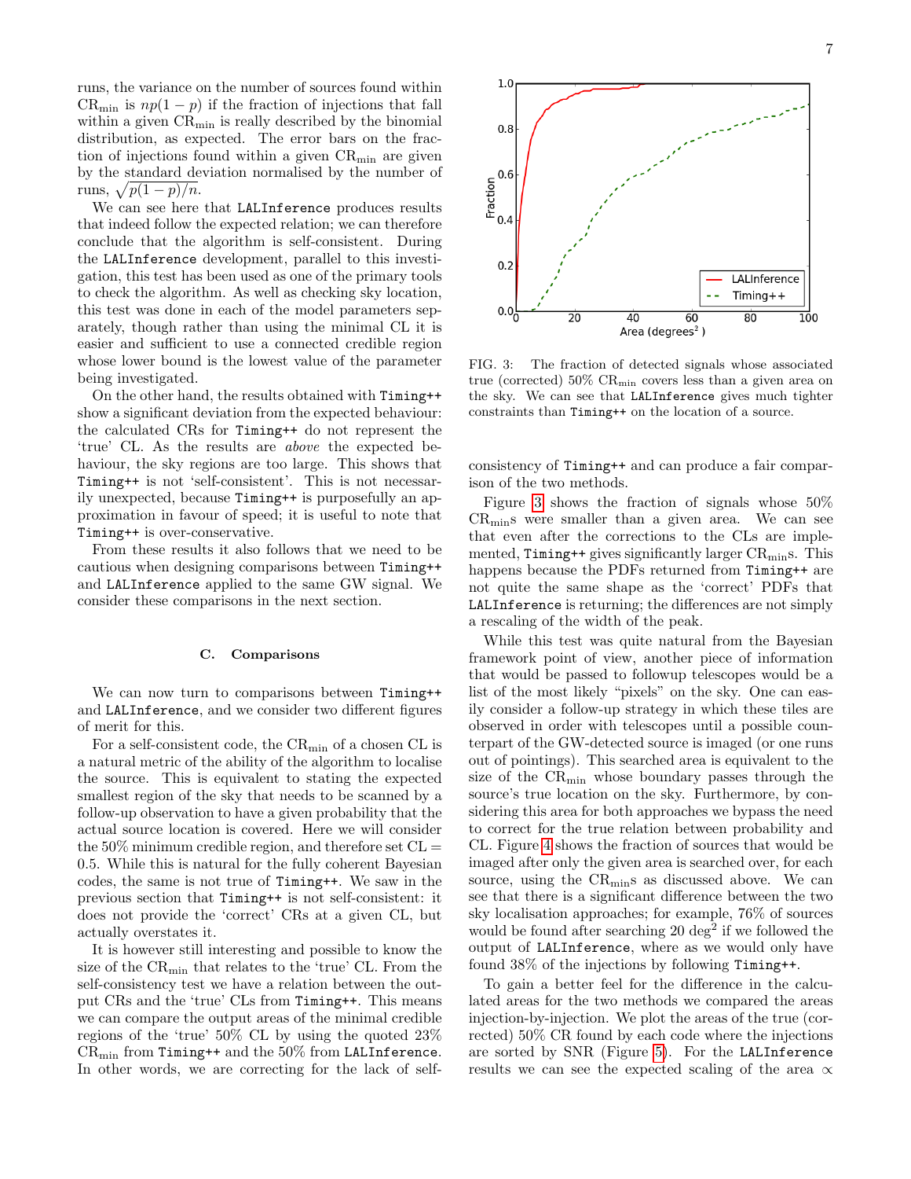runs, the variance on the number of sources found within $\mathrm{CR}_{\mathrm{min}}$ is $np(1-p)$ if the fraction of injections that fall within a given $\mathrm{CR}_{\mathrm{min}}$ is really described by the binomial distribution, as expected. The error bars on the fraction of injections found within a given $\mathrm{CR}_{\mathrm{min}}$ are given by the standard deviation normalised by the number of runs, $\sqrt{p(1-p)/n}$.

We can see here that `LALInference` produces results that indeed follow the expected relation; we can therefore conclude that the algorithm is self-consistent. During the `LALInference` development, parallel to this investigation, this test has been used as one of the primary tools to check the algorithm. As well as checking sky location, this test was done in each of the model parameters separately, though rather than using the minimal CL it is easier and sufficient to use a connected credible region whose lower bound is the lowest value of the parameter being investigated.

On the other hand, the results obtained with `Timing++` show a significant deviation from the expected behaviour: the calculated CRs for `Timing++` do not represent the 'true' CL. As the results are *above* the expected behaviour, the sky regions are too large. This shows that `Timing++` is not 'self-consistent'. This is not necessarily unexpected, because `Timing++` is purposefully an approximation in favour of speed; it is useful to note that `Timing++` is over-conservative.

From these results it also follows that we need to be cautious when designing comparisons between `Timing++` and `LALInference` applied to the same GW signal. We consider these comparisons in the next section.

### C. Comparisons

We can now turn to comparisons between `Timing++` and `LALInference`, and we consider two different figures of merit for this.

For a self-consistent code, the $\mathrm{CR}_{\mathrm{min}}$ of a chosen CL is a natural metric of the ability of the algorithm to localise the source. This is equivalent to stating the expected smallest region of the sky that needs to be scanned by a follow-up observation to have a given probability that the actual source location is covered. Here we will consider the 50% minimum credible region, and therefore set CL = 0.5. While this is natural for the fully coherent Bayesian codes, the same is not true of `Timing++`. We saw in the previous section that `Timing++` is not self-consistent: it does not provide the 'correct' CRs at a given CL, but actually overstates it.

It is however still interesting and possible to know the size of the $\mathrm{CR}_{\mathrm{min}}$ that relates to the 'true' CL. From the self-consistency test we have a relation between the output CRs and the 'true' CLs from `Timing++`. This means we can compare the output areas of the minimal credible regions of the 'true' 50% CL by using the quoted 23% $\mathrm{CR}_{\mathrm{min}}$ from `Timing++` and the 50% from `LALInference`. In other words, we are correcting for the lack of self-consistency of `Timing++` and can produce a fair comparison of the two methods.

FIG. 3: The fraction of detected signals whose associated true (corrected) 50% $\mathrm{CR}_{\mathrm{min}}$ covers less than a given area on the sky. We can see that `LALInference` gives much tighter constraints than `Timing++` on the location of a source.

Figure 3 shows the fraction of signals whose 50% $\mathrm{CR}_{\mathrm{min}}$s were smaller than a given area. We can see that even after the corrections to the CLs are implemented, `Timing++` gives significantly larger $\mathrm{CR}_{\mathrm{min}}$s. This happens because the PDFs returned from `Timing++` are not quite the same shape as the 'correct' PDFs that `LALInference` is returning; the differences are not simply a rescaling of the width of the peak.

While this test was quite natural from the Bayesian framework point of view, another piece of information that would be passed to followup telescopes would be a list of the most likely "pixels" on the sky. One can easily consider a follow-up strategy in which these tiles are observed in order with telescopes until a possible counterpart of the GW-detected source is imaged (or one runs out of pointings). This searched area is equivalent to the size of the $\mathrm{CR}_{\mathrm{min}}$ whose boundary passes through the source's true location on the sky. Furthermore, by considering this area for both approaches we bypass the need to correct for the true relation between probability and CL. Figure 4 shows the fraction of sources that would be imaged after only the given area is searched over, for each source, using the $\mathrm{CR}_{\mathrm{min}}$s as discussed above. We can see that there is a significant difference between the two sky localisation approaches; for example, 76% of sources would be found after searching 20 $\mathrm{deg}^2$ if we followed the output of `LALInference`, where as we would only have found 38% of the injections by following `Timing++`.

To gain a better feel for the difference in the calculated areas for the two methods we compared the areas injection-by-injection. We plot the areas of the true (corrected) 50% CR found by each code where the injections are sorted by SNR (Figure 5). For the `LALInference` results we can see the expected scaling of the area $\propto$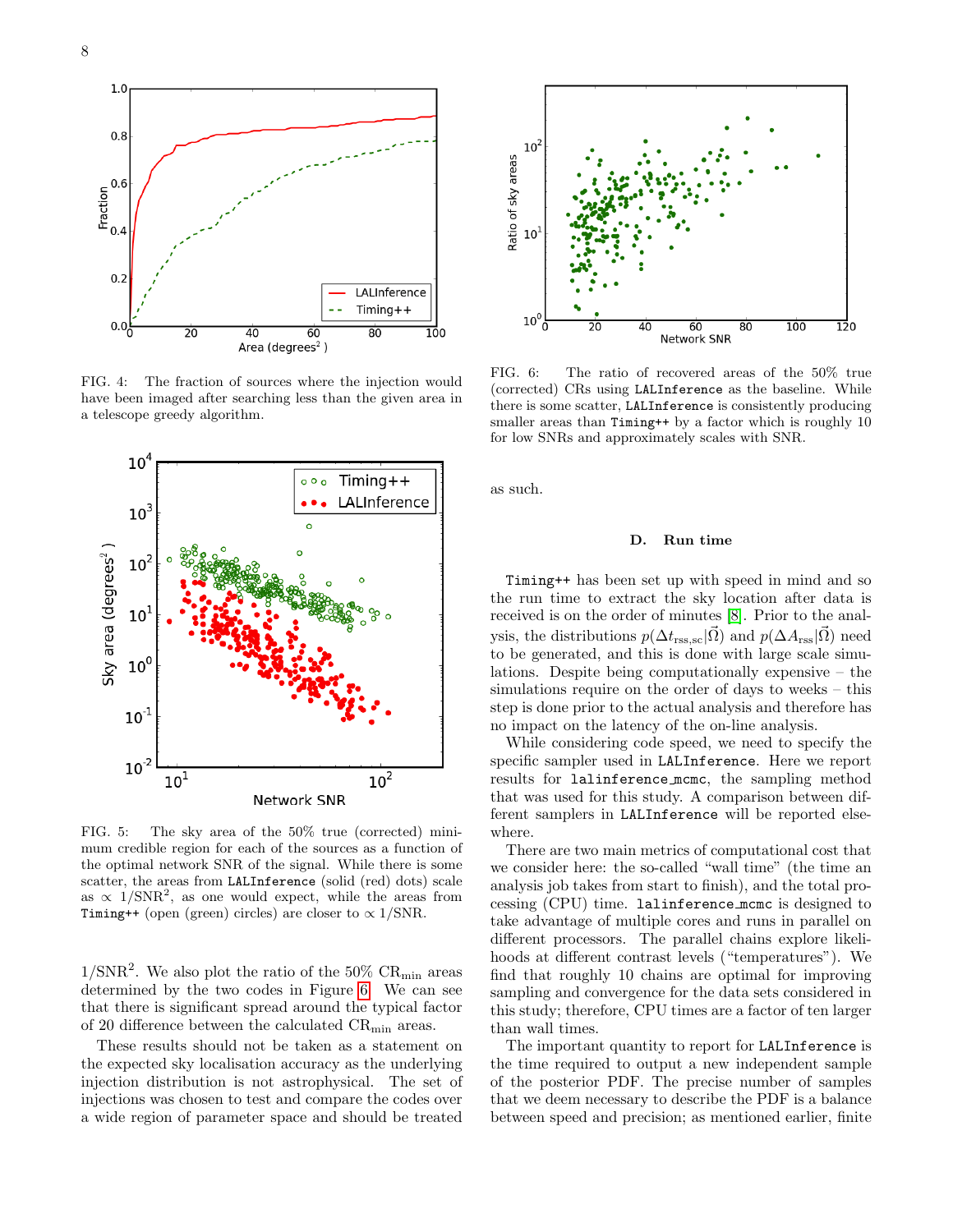FIG. 4: The fraction of sources where the injection would have been imaged after searching less than the given area in a telescope greedy algorithm.

FIG. 5: The sky area of the 50% true (corrected) minimum credible region for each of the sources as a function of the optimal network SNR of the signal. While there is some scatter, the areas from `LALInference` (solid (red) dots) scale as $\propto 1/\mathrm{SNR}^2$, as one would expect, while the areas from `Timing++` (open (green) circles) are closer to $\propto 1/\mathrm{SNR}$.

$1/\mathrm{SNR}^2$. We also plot the ratio of the 50% $\mathrm{CR}_{\mathrm{min}}$ areas determined by the two codes in Figure 6. We can see that there is significant spread around the typical factor of 20 difference between the calculated $\mathrm{CR}_{\mathrm{min}}$ areas.

These results should not be taken as a statement on the expected sky localisation accuracy as the underlying injection distribution is not astrophysical. The set of injections was chosen to test and compare the codes over a wide region of parameter space and should be treated as such.

FIG. 6: The ratio of recovered areas of the 50% true (corrected) CRs using `LALInference` as the baseline. While there is some scatter, `LALInference` is consistently producing smaller areas than `Timing++` by a factor which is roughly 10 for low SNRs and approximately scales with SNR.

### D. Run time

`Timing++` has been set up with speed in mind and so the run time to extract the sky location after data is received is on the order of minutes [8]. Prior to the analysis, the distributions $p(\Delta t_{\mathrm{rss,sc}}|\vec{\Omega})$ and $p(\Delta A_{\mathrm{rss}}|\vec{\Omega})$ need to be generated, and this is done with large scale simulations. Despite being computationally expensive – the simulations require on the order of days to weeks – this step is done prior to the actual analysis and therefore has no impact on the latency of the on-line analysis.

While considering code speed, we need to specify the specific sampler used in `LALInference`. Here we report results for `lalinference_mcmc`, the sampling method that was used for this study. A comparison between different samplers in `LALInference` will be reported elsewhere.

There are two main metrics of computational cost that we consider here: the so-called "wall time" (the time an analysis job takes from start to finish), and the total processing (CPU) time. `lalinference_mcmc` is designed to take advantage of multiple cores and runs in parallel on different processors. The parallel chains explore likelihoods at different contrast levels ("temperatures"). We find that roughly 10 chains are optimal for improving sampling and convergence for the data sets considered in this study; therefore, CPU times are a factor of ten larger than wall times.

The important quantity to report for `LALInference` is the time required to output a new independent sample of the posterior PDF. The precise number of samples that we deem necessary to describe the PDF is a balance between speed and precision; as mentioned earlier, finite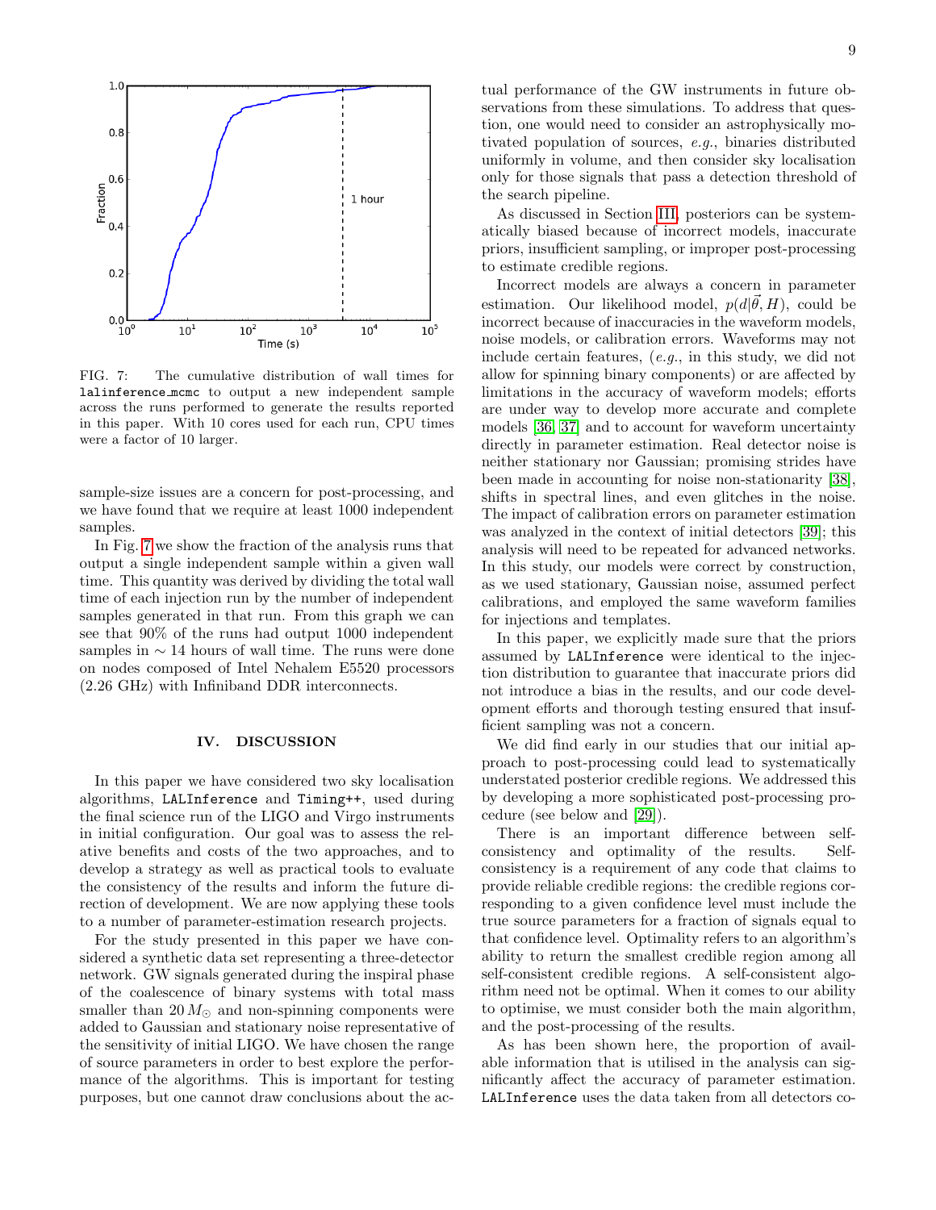FIG. 7: The cumulative distribution of wall times for `lalinference_mcmc` to output a new independent sample across the runs performed to generate the results reported in this paper. With 10 cores used for each run, CPU times were a factor of 10 larger.

sample-size issues are a concern for post-processing, and we have found that we require at least 1000 independent samples.

In Fig. 7 we show the fraction of the analysis runs that output a single independent sample within a given wall time. This quantity was derived by dividing the total wall time of each injection run by the number of independent samples generated in that run. From this graph we can see that 90% of the runs had output 1000 independent samples in $\sim 14$ hours of wall time. The runs were done on nodes composed of Intel Nehalem E5520 processors (2.26 GHz) with Infiniband DDR interconnects.

## IV. DISCUSSION

In this paper we have considered two sky localisation algorithms, `LALInference` and `Timing++`, used during the final science run of the LIGO and Virgo instruments in initial configuration. Our goal was to assess the relative benefits and costs of the two approaches, and to develop a strategy as well as practical tools to evaluate the consistency of the results and inform the future direction of development. We are now applying these tools to a number of parameter-estimation research projects.

For the study presented in this paper we have considered a synthetic data set representing a three-detector network. GW signals generated during the inspiral phase of the coalescence of binary systems with total mass smaller than $20\,M_\odot$ and non-spinning components were added to Gaussian and stationary noise representative of the sensitivity of initial LIGO. We have chosen the range of source parameters in order to best explore the performance of the algorithms. This is important for testing purposes, but one cannot draw conclusions about the actual performance of the GW instruments in future observations from these simulations. To address that question, one would need to consider an astrophysically motivated population of sources, *e.g.*, binaries distributed uniformly in volume, and then consider sky localisation only for those signals that pass a detection threshold of the search pipeline.

As discussed in Section III, posteriors can be systematically biased because of incorrect models, inaccurate priors, insufficient sampling, or improper post-processing to estimate credible regions.

Incorrect models are always a concern in parameter estimation. Our likelihood model, $p(d|\vec{\theta}, H)$, could be incorrect because of inaccuracies in the waveform models, noise models, or calibration errors. Waveforms may not include certain features, (*e.g.*, in this study, we did not allow for spinning binary components) or are affected by limitations in the accuracy of waveform models; efforts are under way to develop more accurate and complete models [36, 37] and to account for waveform uncertainty directly in parameter estimation. Real detector noise is neither stationary nor Gaussian; promising strides have been made in accounting for noise non-stationarity [38], shifts in spectral lines, and even glitches in the noise. The impact of calibration errors on parameter estimation was analyzed in the context of initial detectors [39]; this analysis will need to be repeated for advanced networks. In this study, our models were correct by construction, as we used stationary, Gaussian noise, assumed perfect calibrations, and employed the same waveform families for injections and templates.

In this paper, we explicitly made sure that the priors assumed by `LALInference` were identical to the injection distribution to guarantee that inaccurate priors did not introduce a bias in the results, and our code development efforts and thorough testing ensured that insufficient sampling was not a concern.

We did find early in our studies that our initial approach to post-processing could lead to systematically understated posterior credible regions. We addressed this by developing a more sophisticated post-processing procedure (see below and [29]).

There is an important difference between self-consistency and optimality of the results. Self-consistency is a requirement of any code that claims to provide reliable credible regions: the credible regions corresponding to a given confidence level must include the true source parameters for a fraction of signals equal to that confidence level. Optimality refers to an algorithm's ability to return the smallest credible region among all self-consistent credible regions. A self-consistent algorithm need not be optimal. When it comes to our ability to optimise, we must consider both the main algorithm, and the post-processing of the results.

As has been shown here, the proportion of available information that is utilised in the analysis can significantly affect the accuracy of parameter estimation. `LALInference` uses the data taken from all detectors co-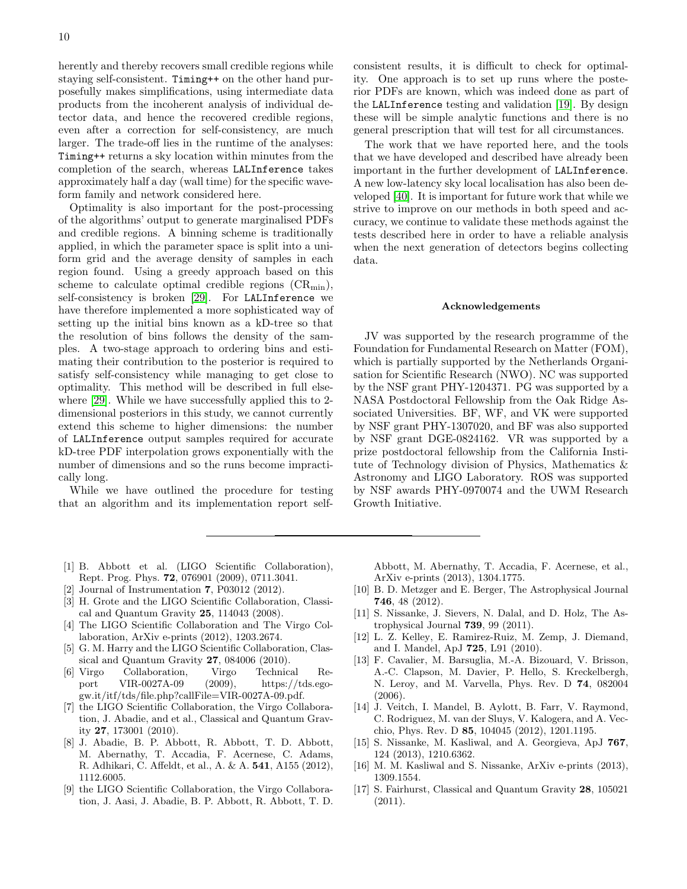herently and thereby recovers small credible regions while staying self-consistent. Timing++ on the other hand purposefully makes simplifications, using intermediate data products from the incoherent analysis of individual detector data, and hence the recovered credible regions, even after a correction for self-consistency, are much larger. The trade-off lies in the runtime of the analyses: Timing++ returns a sky location within minutes from the completion of the search, whereas LALInference takes approximately half a day (wall time) for the specific waveform family and network considered here.

Optimality is also important for the post-processing of the algorithms' output to generate marginalised PDFs and credible regions. A binning scheme is traditionally applied, in which the parameter space is split into a uniform grid and the average density of samples in each region found. Using a greedy approach based on this scheme to calculate optimal credible regions ($\mathrm{CR}_{\mathrm{min}}$), self-consistency is broken [29]. For LALInference we have therefore implemented a more sophisticated way of setting up the initial bins known as a kD-tree so that the resolution of bins follows the density of the samples. A two-stage approach to ordering bins and estimating their contribution to the posterior is required to satisfy self-consistency while managing to get close to optimality. This method will be described in full elsewhere [29]. While we have successfully applied this to 2-dimensional posteriors in this study, we cannot currently extend this scheme to higher dimensions: the number of LALInference output samples required for accurate kD-tree PDF interpolation grows exponentially with the number of dimensions and so the runs become impractically long.

While we have outlined the procedure for testing that an algorithm and its implementation report self-consistent results, it is difficult to check for optimality. One approach is to set up runs where the posterior PDFs are known, which was indeed done as part of the LALInference testing and validation [19]. By design these will be simple analytic functions and there is no general prescription that will test for all circumstances.

The work that we have reported here, and the tools that we have developed and described have already been important in the further development of LALInference. A new low-latency sky local localisation has also been developed [40]. It is important for future work that while we strive to improve on our methods in both speed and accuracy, we continue to validate these methods against the tests described here in order to have a reliable analysis when the next generation of detectors begins collecting data.

## Acknowledgements

JV was supported by the research programme of the Foundation for Fundamental Research on Matter (FOM), which is partially supported by the Netherlands Organisation for Scientific Research (NWO). NC was supported by the NSF grant PHY-1204371. PG was supported by a NASA Postdoctoral Fellowship from the Oak Ridge Associated Universities. BF, WF, and VK were supported by NSF grant PHY-1307020, and BF was also supported by NSF grant DGE-0824162. VR was supported by a prize postdoctoral fellowship from the California Institute of Technology division of Physics, Mathematics & Astronomy and LIGO Laboratory. ROS was supported by NSF awards PHY-0970074 and the UWM Research Growth Initiative.

---

[1] B. Abbott et al. (LIGO Scientific Collaboration), Rept. Prog. Phys. **72**, 076901 (2009), 0711.3041.

[2] Journal of Instrumentation **7**, P03012 (2012).

[3] H. Grote and the LIGO Scientific Collaboration, Classical and Quantum Gravity **25**, 114043 (2008).

[4] The LIGO Scientific Collaboration and The Virgo Collaboration, ArXiv e-prints (2012), 1203.2674.

[5] G. M. Harry and the LIGO Scientific Collaboration, Classical and Quantum Gravity **27**, 084006 (2010).

[6] Virgo Collaboration, Virgo Technical Report VIR-0027A-09 (2009), https://tds.ego-gw.it/itf/tds/file.php?callFile=VIR-0027A-09.pdf.

[7] the LIGO Scientific Collaboration, the Virgo Collaboration, J. Abadie, and et al., Classical and Quantum Gravity **27**, 173001 (2010).

[8] J. Abadie, B. P. Abbott, R. Abbott, T. D. Abbott, M. Abernathy, T. Accadia, F. Acernese, C. Adams, R. Adhikari, C. Affeldt, et al., A. & A. **541**, A155 (2012), 1112.6005.

[9] the LIGO Scientific Collaboration, the Virgo Collaboration, J. Aasi, J. Abadie, B. P. Abbott, R. Abbott, T. D. Abbott, M. Abernathy, T. Accadia, F. Acernese, et al., ArXiv e-prints (2013), 1304.1775.

[10] B. D. Metzger and E. Berger, The Astrophysical Journal **746**, 48 (2012).

[11] S. Nissanke, J. Sievers, N. Dalal, and D. Holz, The Astrophysical Journal **739**, 99 (2011).

[12] L. Z. Kelley, E. Ramirez-Ruiz, M. Zemp, J. Diemand, and I. Mandel, ApJ **725**, L91 (2010).

[13] F. Cavalier, M. Barsuglia, M.-A. Bizouard, V. Brisson, A.-C. Clapson, M. Davier, P. Hello, S. Kreckelbergh, N. Leroy, and M. Varvella, Phys. Rev. D **74**, 082004 (2006).

[14] J. Veitch, I. Mandel, B. Aylott, B. Farr, V. Raymond, C. Rodriguez, M. van der Sluys, V. Kalogera, and A. Vecchio, Phys. Rev. D **85**, 104045 (2012), 1201.1195.

[15] S. Nissanke, M. Kasliwal, and A. Georgieva, ApJ **767**, 124 (2013), 1210.6362.

[16] M. M. Kasliwal and S. Nissanke, ArXiv e-prints (2013), 1309.1554.

[17] S. Fairhurst, Classical and Quantum Gravity **28**, 105021 (2011).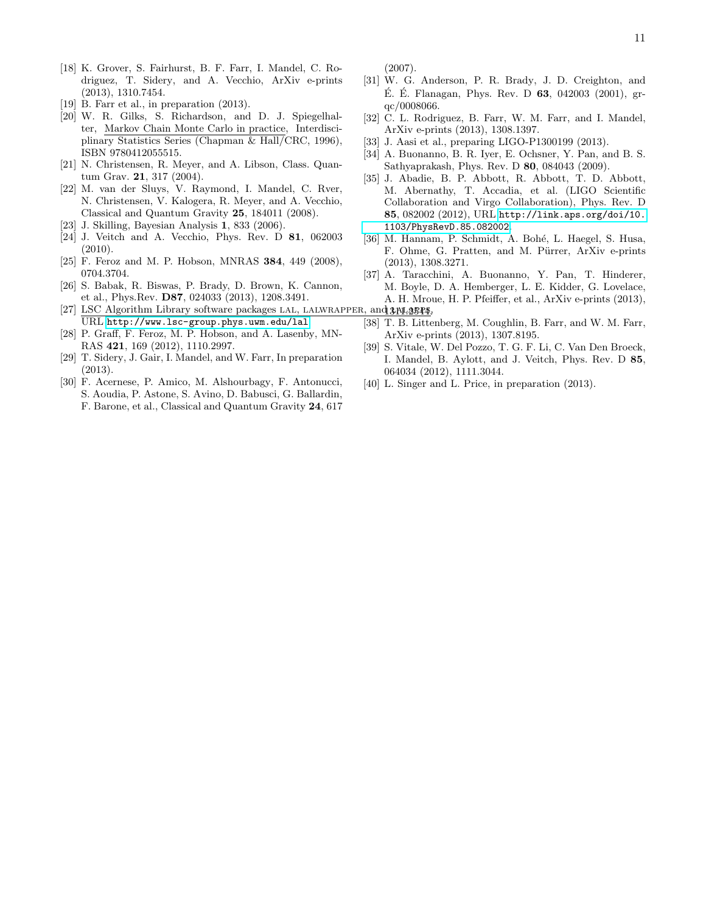[18] K. Grover, S. Fairhurst, B. F. Farr, I. Mandel, C. Rodriguez, T. Sidery, and A. Vecchio, ArXiv e-prints (2013), 1310.7454.

[19] B. Farr et al., in preparation (2013).

[20] W. R. Gilks, S. Richardson, and D. J. Spiegelhalter, Markov Chain Monte Carlo in practice, Interdisciplinary Statistics Series (Chapman & Hall/CRC, 1996), ISBN 9780412055515.

[21] N. Christensen, R. Meyer, and A. Libson, Class. Quantum Grav. **21**, 317 (2004).

[22] M. van der Sluys, V. Raymond, I. Mandel, C. Rver, N. Christensen, V. Kalogera, R. Meyer, and A. Vecchio, Classical and Quantum Gravity **25**, 184011 (2008).

[23] J. Skilling, Bayesian Analysis **1**, 833 (2006).

[24] J. Veitch and A. Vecchio, Phys. Rev. D **81**, 062003 (2010).

[25] F. Feroz and M. P. Hobson, MNRAS **384**, 449 (2008), 0704.3704.

[26] S. Babak, R. Biswas, P. Brady, D. Brown, K. Cannon, et al., Phys.Rev. **D87**, 024033 (2013), 1208.3491.

[27] LSC Algorithm Library software packages LAL, LALWRAPPER, and LALAPPS, URL http://www.lsc-group.phys.uwm.edu/lal.

[28] P. Graff, F. Feroz, M. P. Hobson, and A. Lasenby, MNRAS **421**, 169 (2012), 1110.2997.

[29] T. Sidery, J. Gair, I. Mandel, and W. Farr, In preparation (2013).

[30] F. Acernese, P. Amico, M. Alshourbagy, F. Antonucci, S. Aoudia, P. Astone, S. Avino, D. Babusci, G. Ballardin, F. Barone, et al., Classical and Quantum Gravity **24**, 617 (2007).

[31] W. G. Anderson, P. R. Brady, J. D. Creighton, and É. É. Flanagan, Phys. Rev. D **63**, 042003 (2001), gr-qc/0008066.

[32] C. L. Rodriguez, B. Farr, W. M. Farr, and I. Mandel, ArXiv e-prints (2013), 1308.1397.

[33] J. Aasi et al., preparing LIGO-P1300199 (2013).

[34] A. Buonanno, B. R. Iyer, E. Ochsner, Y. Pan, and B. S. Sathyaprakash, Phys. Rev. D **80**, 084043 (2009).

[35] J. Abadie, B. P. Abbott, R. Abbott, T. D. Abbott, M. Abernathy, T. Accadia, et al. (LIGO Scientific Collaboration and Virgo Collaboration), Phys. Rev. D **85**, 082002 (2012), URL http://link.aps.org/doi/10.1103/PhysRevD.85.082002.

[36] M. Hannam, P. Schmidt, A. Bohé, L. Haegel, S. Husa, F. Ohme, G. Pratten, and M. Pürrer, ArXiv e-prints (2013), 1308.3271.

[37] A. Taracchini, A. Buonanno, Y. Pan, T. Hinderer, M. Boyle, D. A. Hemberger, L. E. Kidder, G. Lovelace, A. H. Mroue, H. P. Pfeiffer, et al., ArXiv e-prints (2013), 1311.2544.

[38] T. B. Littenberg, M. Coughlin, B. Farr, and W. M. Farr, ArXiv e-prints (2013), 1307.8195.

[39] S. Vitale, W. Del Pozzo, T. G. F. Li, C. Van Den Broeck, I. Mandel, B. Aylott, and J. Veitch, Phys. Rev. D **85**, 064034 (2012), 1111.3044.

[40] L. Singer and L. Price, in preparation (2013).